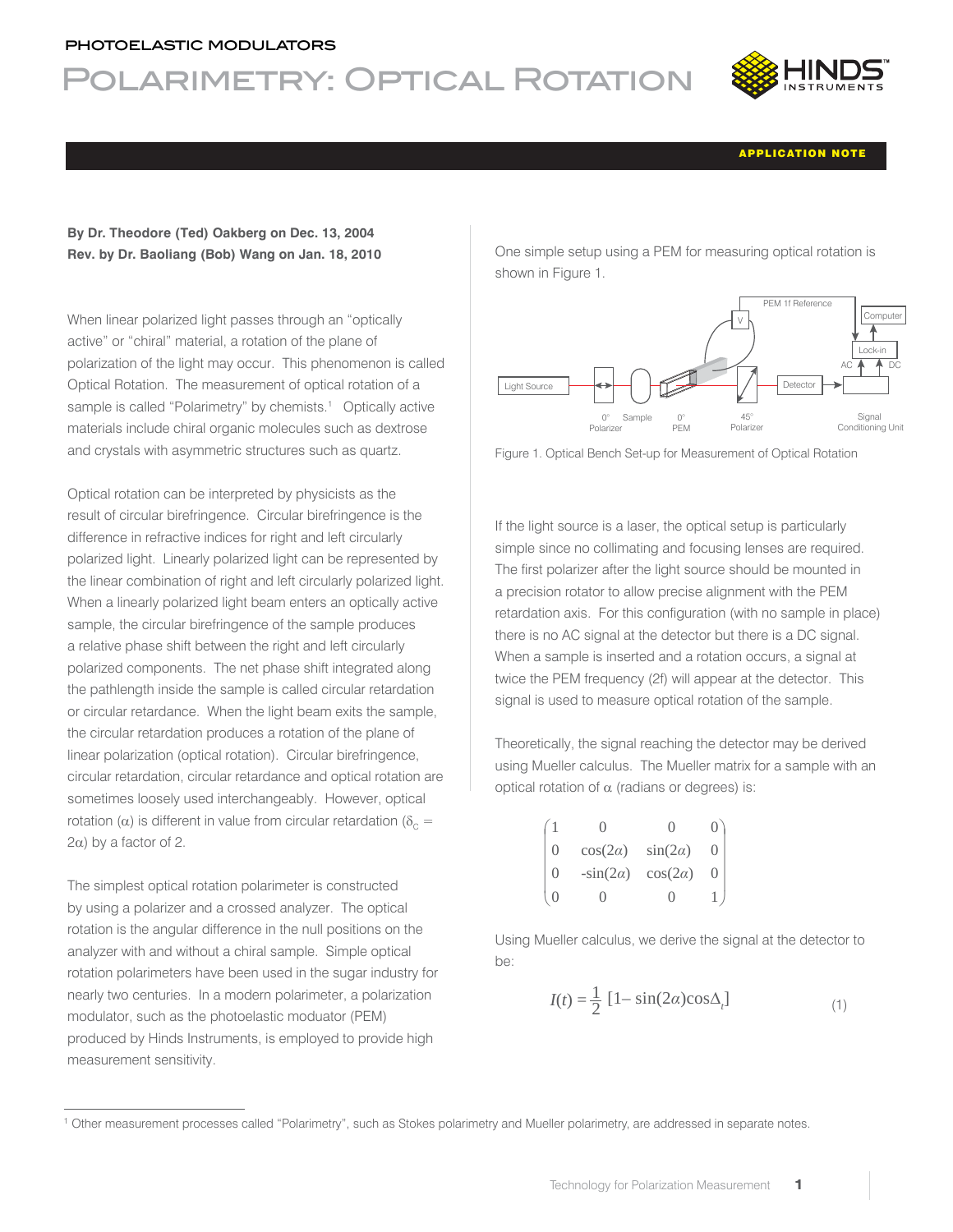PHOTOELASTIC MODULATORS

# Polarimetry: Optical Rotation

APPLICATION NOTE

**By Dr. Theodore (Ted) Oakberg on Dec. 13, 2004**
**Rev. by Dr. Baoliang (Bob) Wang on Jan. 18, 2010**

When linear polarized light passes through an "optically active" or "chiral" material, a rotation of the plane of polarization of the light may occur. This phenomenon is called Optical Rotation. The measurement of optical rotation of a sample is called "Polarimetry" by chemists.[1] Optically active materials include chiral organic molecules such as dextrose and crystals with asymmetric structures such as quartz.

Optical rotation can be interpreted by physicists as the result of circular birefringence. Circular birefringence is the difference in refractive indices for right and left circularly polarized light. Linearly polarized light can be represented by the linear combination of right and left circularly polarized light. When a linearly polarized light beam enters an optically active sample, the circular birefringence of the sample produces a relative phase shift between the right and left circularly polarized components. The net phase shift integrated along the pathlength inside the sample is called circular retardation or circular retardance. When the light beam exits the sample, the circular retardation produces a rotation of the plane of linear polarization (optical rotation). Circular birefringence, circular retardation, circular retardance and optical rotation are sometimes loosely used interchangeably. However, optical rotation ($\alpha$) is different in value from circular retardation ($\delta_C = 2\alpha$) by a factor of 2.

The simplest optical rotation polarimeter is constructed by using a polarizer and a crossed analyzer. The optical rotation is the angular difference in the null positions on the analyzer with and without a chiral sample. Simple optical rotation polarimeters have been used in the sugar industry for nearly two centuries. In a modern polarimeter, a polarization modulator, such as the photoelastic moduator (PEM) produced by Hinds Instruments, is employed to provide high measurement sensitivity.

One simple setup using a PEM for measuring optical rotation is shown in Figure 1.

Figure 1. Optical Bench Set-up for Measurement of Optical Rotation

If the light source is a laser, the optical setup is particularly simple since no collimating and focusing lenses are required. The first polarizer after the light source should be mounted in a precision rotator to allow precise alignment with the PEM retardation axis. For this configuration (with no sample in place) there is no AC signal at the detector but there is a DC signal. When a sample is inserted and a rotation occurs, a signal at twice the PEM frequency (2f) will appear at the detector. This signal is used to measure optical rotation of the sample.

Theoretically, the signal reaching the detector may be derived using Mueller calculus. The Mueller matrix for a sample with an optical rotation of $\alpha$ (radians or degrees) is:

$$\begin{pmatrix} 1 & 0 & 0 & 0 \\ 0 & \cos(2\alpha) & \sin(2\alpha) & 0 \\ 0 & -\sin(2\alpha) & \cos(2\alpha) & 0 \\ 0 & 0 & 0 & 1 \end{pmatrix}$$

Using Mueller calculus, we derive the signal at the detector to be:

$$I(t) = \frac{1}{2}\,[1 - \sin(2\alpha)\cos\Delta_t] \qquad (1)$$

[1] Other measurement processes called "Polarimetry", such as Stokes polarimetry and Mueller polarimetry, are addressed in separate notes.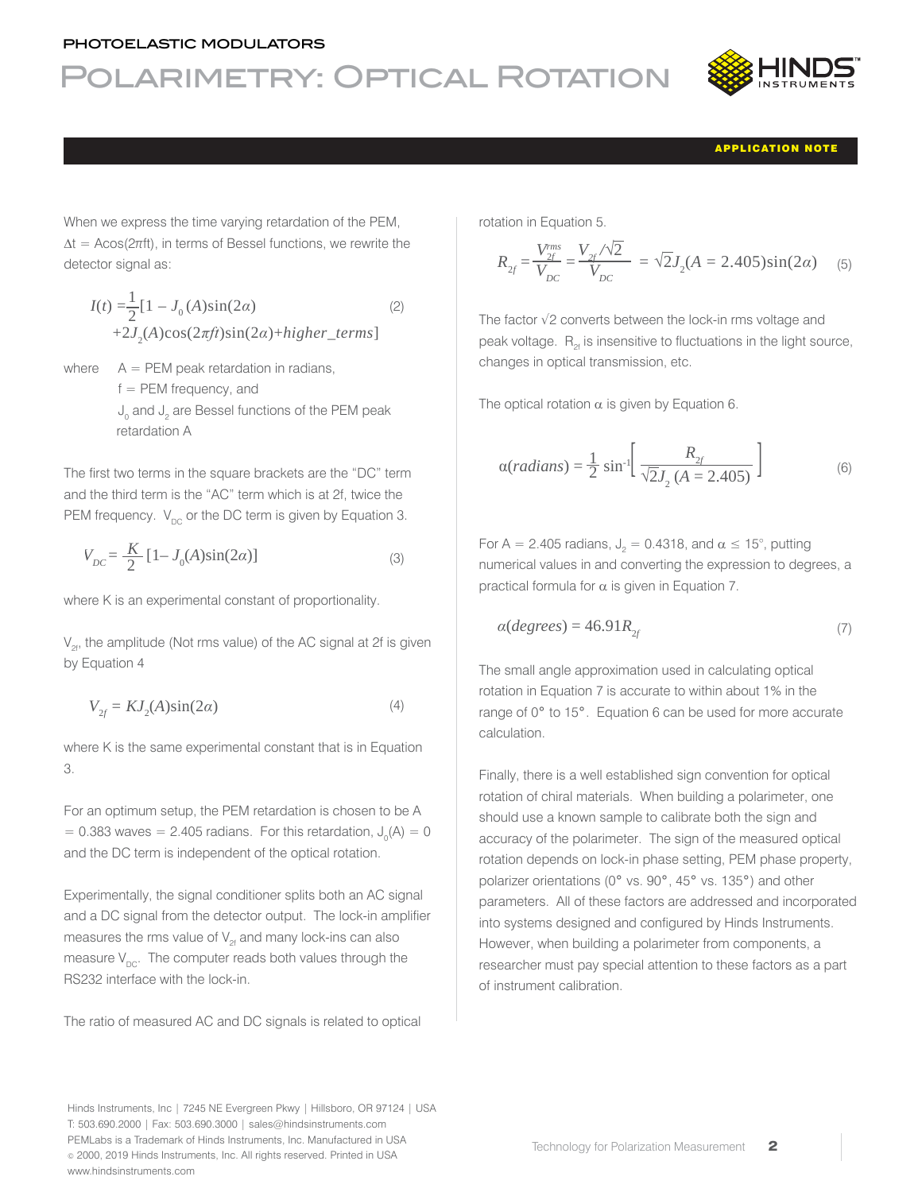# PHOTOELASTIC MODULATORS

# Polarimetry: Optical Rotation

**APPLICATION NOTE**

When we express the time varying retardation of the PEM, $\Delta t = A\cos(2\pi ft)$, in terms of Bessel functions, we rewrite the detector signal as:

$$I(t) = \frac{1}{2}[1 - J_0(A)\sin(2\alpha) + 2J_2(A)\cos(2\pi ft)\sin(2\alpha) + higher\_terms] \quad (2)$$

where $A$ = PEM peak retardation in radians,
$f$ = PEM frequency, and
$J_0$ and $J_2$ are Bessel functions of the PEM peak retardation A

The first two terms in the square brackets are the "DC" term and the third term is the "AC" term which is at 2f, twice the PEM frequency. $V_{DC}$ or the DC term is given by Equation 3.

$$V_{DC} = \frac{K}{2}[1 - J_0(A)\sin(2\alpha)] \quad (3)$$

where K is an experimental constant of proportionality.

$V_{2f}$, the amplitude (Not rms value) of the AC signal at 2f is given by Equation 4

$$V_{2f} = KJ_2(A)\sin(2\alpha) \quad (4)$$

where K is the same experimental constant that is in Equation 3.

For an optimum setup, the PEM retardation is chosen to be A = 0.383 waves = 2.405 radians. For this retardation, $J_0(A) = 0$ and the DC term is independent of the optical rotation.

Experimentally, the signal conditioner splits both an AC signal and a DC signal from the detector output. The lock-in amplifier measures the rms value of $V_{2f}$ and many lock-ins can also measure $V_{DC}$. The computer reads both values through the RS232 interface with the lock-in.

The ratio of measured AC and DC signals is related to optical rotation in Equation 5.

$$R_{2f} = \frac{V_{2f}^{rms}}{V_{DC}} = \frac{V_{2f}/\sqrt{2}}{V_{DC}} = \sqrt{2}J_2(A = 2.405)\sin(2\alpha) \quad (5)$$

The factor $\sqrt{2}$ converts between the lock-in rms voltage and peak voltage. $R_{2f}$ is insensitive to fluctuations in the light source, changes in optical transmission, etc.

The optical rotation $\alpha$ is given by Equation 6.

$$\alpha(radians) = \frac{1}{2}\sin^{-1}\left[\frac{R_{2f}}{\sqrt{2}J_2(A = 2.405)}\right] \quad (6)$$

For A = 2.405 radians, $J_2 = 0.4318$, and $\alpha \leq 15°$, putting numerical values in and converting the expression to degrees, a practical formula for $\alpha$ is given in Equation 7.

$$\alpha(degrees) = 46.91R_{2f} \quad (7)$$

The small angle approximation used in calculating optical rotation in Equation 7 is accurate to within about 1% in the range of 0° to 15°. Equation 6 can be used for more accurate calculation.

Finally, there is a well established sign convention for optical rotation of chiral materials. When building a polarimeter, one should use a known sample to calibrate both the sign and accuracy of the polarimeter. The sign of the measured optical rotation depends on lock-in phase setting, PEM phase property, polarizer orientations (0° vs. 90°, 45° vs. 135°) and other parameters. All of these factors are addressed and incorporated into systems designed and configured by Hinds Instruments. However, when building a polarimeter from components, a researcher must pay special attention to these factors as a part of instrument calibration.

Hinds Instruments, Inc | 7245 NE Evergreen Pkwy | Hillsboro, OR 97124 | USA
T: 503.690.2000 | Fax: 503.690.3000 | sales@hindsinstruments.com
PEMLabs is a Trademark of Hinds Instruments, Inc. Manufactured in USA
© 2000, 2019 Hinds Instruments, Inc. All rights reserved. Printed in USA
www.hindsinstruments.com

Technology for Polarization Measurement